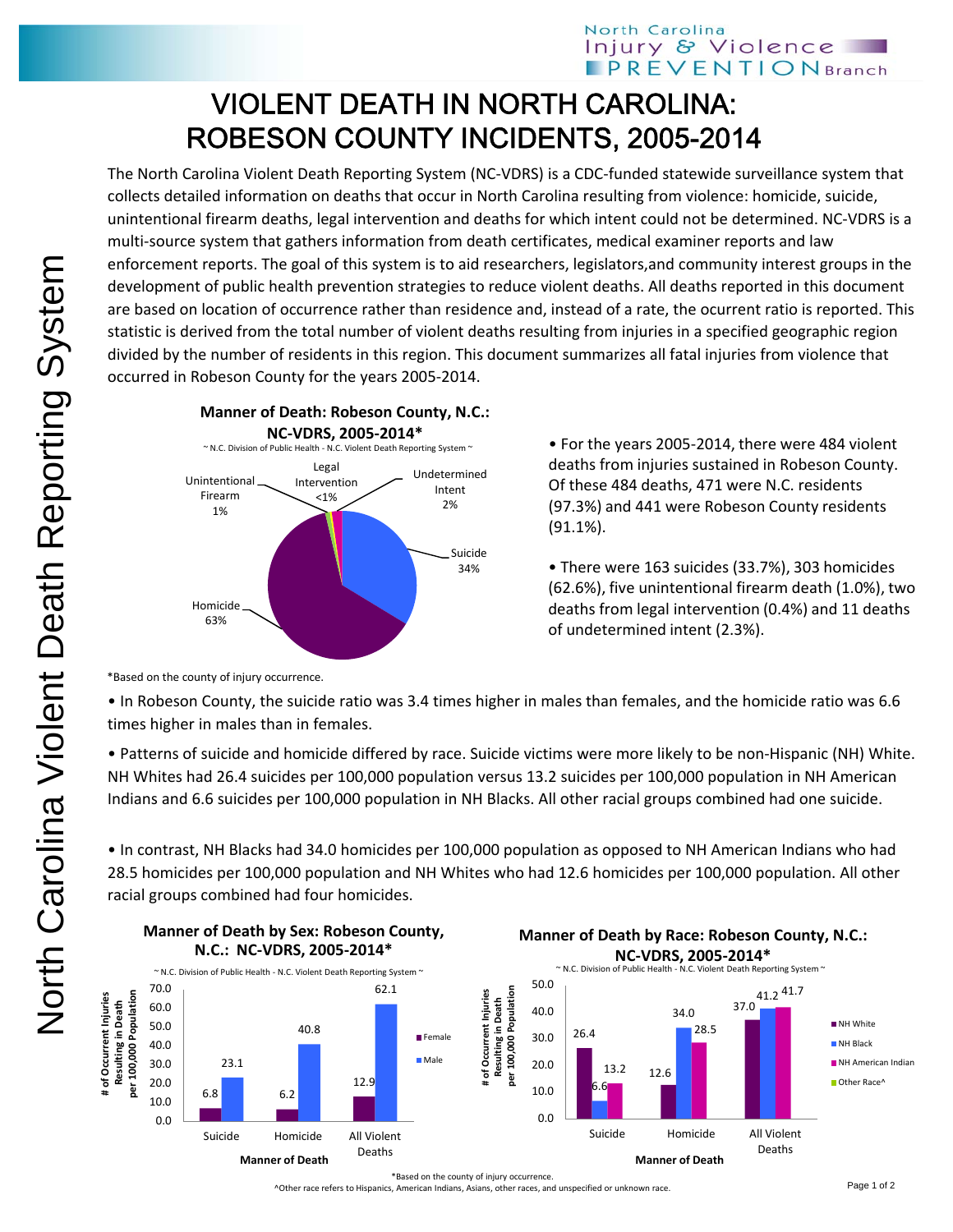# VIOLENT DEATH IN NORTH CAROLINA: ROBESON COUNTY INCIDENTS, 2005-2014

The North Carolina Violent Death Reporting System (NC-VDRS) is a CDC-funded statewide surveillance system that collects detailed information on deaths that occur in North Carolina resulting from violence: homicide, suicide, unintentional firearm deaths, legal intervention and deaths for which intent could not be determined. NC-VDRS is a multi-source system that gathers information from death certificates, medical examiner reports and law enforcement reports. The goal of this system is to aid researchers, legislators,and community interest groups in the development of public health prevention strategies to reduce violent deaths. All deaths reported in this document are based on location of occurrence rather than residence and, instead of a rate, the ocurrent ratio is reported. This statistic is derived from the total number of violent deaths resulting from injuries in a specified geographic region divided by the number of residents in this region. This document summarizes all fatal injuries from violence that occurred in Robeson County for the years 2005-2014.

**Manner of Death: Robeson County, N.C.: NC-VDRS, 2005-2014***

~ N.C. Division of Public Health - N.C. Violent Death Reporting System ~

| Manner of Death | Percent |
|---|---|
| Suicide | 34% |
| Homicide | 63% |
| Unintentional Firearm | 1% |
| Legal Intervention | <1% |
| Undetermined Intent | 2% |

*Based on the county of injury occurrence.

- For the years 2005-2014, there were 484 violent deaths from injuries sustained in Robeson County. Of these 484 deaths, 471 were N.C. residents (97.3%) and 441 were Robeson County residents (91.1%).
- There were 163 suicides (33.7%), 303 homicides (62.6%), five unintentional firearm death (1.0%), two deaths from legal intervention (0.4%) and 11 deaths of undetermined intent (2.3%).

- In Robeson County, the suicide ratio was 3.4 times higher in males than females, and the homicide ratio was 6.6 times higher in males than in females.
- Patterns of suicide and homicide differed by race. Suicide victims were more likely to be non-Hispanic (NH) White. NH Whites had 26.4 suicides per 100,000 population versus 13.2 suicides per 100,000 population in NH American Indians and 6.6 suicides per 100,000 population in NH Blacks. All other racial groups combined had one suicide.
- In contrast, NH Blacks had 34.0 homicides per 100,000 population as opposed to NH American Indians who had 28.5 homicides per 100,000 population and NH Whites who had 12.6 homicides per 100,000 population. All other racial groups combined had four homicides.

**Manner of Death by Sex: Robeson County, N.C.: NC-VDRS, 2005-2014***

~ N.C. Division of Public Health - N.C. Violent Death Reporting System ~

# of Occurrent Injuries Resulting in Death per 100,000 Population

| Manner of Death | Female | Male |
|---|---|---|
| Suicide | 6.8 | 23.1 |
| Homicide | 6.2 | 40.8 |
| All Violent Deaths | 12.9 | 62.1 |

**Manner of Death by Race: Robeson County, N.C.: NC-VDRS, 2005-2014***

~ N.C. Division of Public Health - N.C. Violent Death Reporting System ~

# of Occurrent Injuries Resulting in Death per 100,000 Population

| Manner of Death | NH White | NH Black | NH American Indian | Other Race^ |
|---|---|---|---|---|
| Suicide | 26.4 | 6.6 | 13.2 | |
| Homicide | 12.6 | 34.0 | 28.5 | |
| All Violent Deaths | 37.0 | 41.2 | 41.7 | |

*Based on the county of injury occurrence.

^Other race refers to Hispanics, American Indians, Asians, other races, and unspecified or unknown race.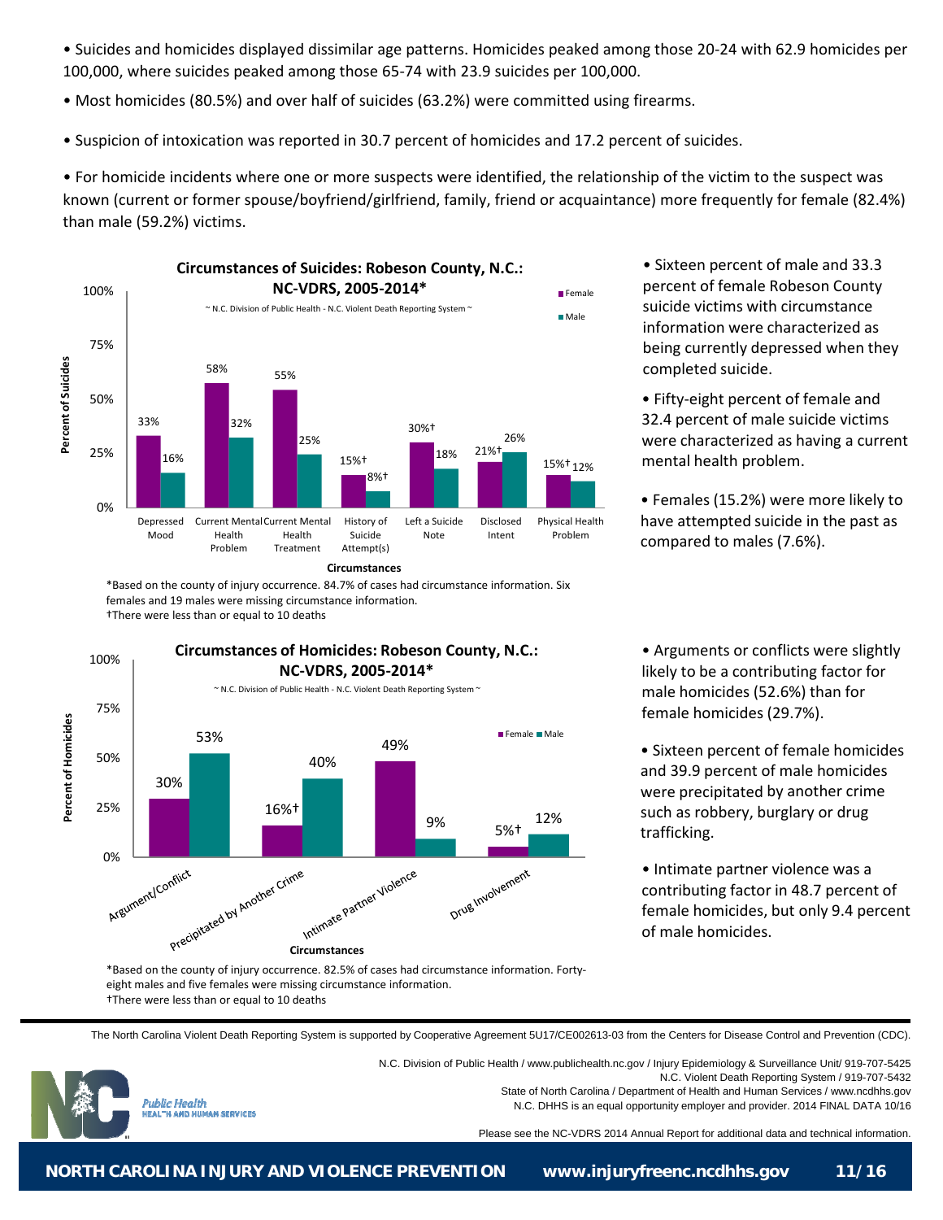• Suicides and homicides displayed dissimilar age patterns. Homicides peaked among those 20-24 with 62.9 homicides per 100,000, where suicides peaked among those 65-74 with 23.9 suicides per 100,000.

• Most homicides (80.5%) and over half of suicides (63.2%) were committed using firearms.

• Suspicion of intoxication was reported in 30.7 percent of homicides and 17.2 percent of suicides.

• For homicide incidents where one or more suspects were identified, the relationship of the victim to the suspect was known (current or former spouse/boyfriend/girlfriend, family, friend or acquaintance) more frequently for female (82.4%) than male (59.2%) victims.

**Circumstances of Suicides: Robeson County, N.C.: NC-VDRS, 2005-2014***

~ N.C. Division of Public Health - N.C. Violent Death Reporting System ~

Female
Male

Percent of Suicides

100%
75%
50%
25%
0%

Depressed Mood: 33% 16%
Current Mental Health Problem: 58% 32%
Current Mental Health Treatment: 55% 25%
History of Suicide Attempt(s): 15%† 8%†
Left a Suicide Note: 30%† 18%
Disclosed Intent: 21%† 26%
Physical Health Problem: 15%† 12%

Circumstances

*Based on the county of injury occurrence. 84.7% of cases had circumstance information. Six females and 19 males were missing circumstance information.
†There were less than or equal to 10 deaths

• Sixteen percent of male and 33.3 percent of female Robeson County suicide victims with circumstance information were characterized as being currently depressed when they completed suicide.

• Fifty-eight percent of female and 32.4 percent of male suicide victims were characterized as having a current mental health problem.

• Females (15.2%) were more likely to have attempted suicide in the past as compared to males (7.6%).

**Circumstances of Homicides: Robeson County, N.C.: NC-VDRS, 2005-2014***

~ N.C. Division of Public Health - N.C. Violent Death Reporting System ~

Female
Male

Percent of Homicides

100%
75%
50%
25%
0%

Argument/Conflict: 30% 53%
Precipitated by Another Crime: 16%† 40%
Intimate Partner Violence: 49% 9%
Drug Involvement: 5%† 12%

Circumstances

*Based on the county of injury occurrence. 82.5% of cases had circumstance information. Forty-eight males and five females were missing circumstance information.
†There were less than or equal to 10 deaths

• Arguments or conflicts were slightly likely to be a contributing factor for male homicides (52.6%) than for female homicides (29.7%).

• Sixteen percent of female homicides and 39.9 percent of male homicides were precipitated by another crime such as robbery, burglary or drug trafficking.

• Intimate partner violence was a contributing factor in 48.7 percent of female homicides, but only 9.4 percent of male homicides.

The North Carolina Violent Death Reporting System is supported by Cooperative Agreement 5U17/CE002613-03 from the Centers for Disease Control and Prevention (CDC).

N.C. Division of Public Health / www.publichealth.nc.gov / Injury Epidemiology & Surveillance Unit/ 919-707-5425
N.C. Violent Death Reporting System / 919-707-5432
State of North Carolina / Department of Health and Human Services / www.ncdhhs.gov
N.C. DHHS is an equal opportunity employer and provider. 2014 FINAL DATA 10/16

Please see the NC-VDRS 2014 Annual Report for additional data and technical information.

**NORTH CAROLINA INJURY AND VIOLENCE PREVENTION** www.injuryfreenc.ncdhhs.gov